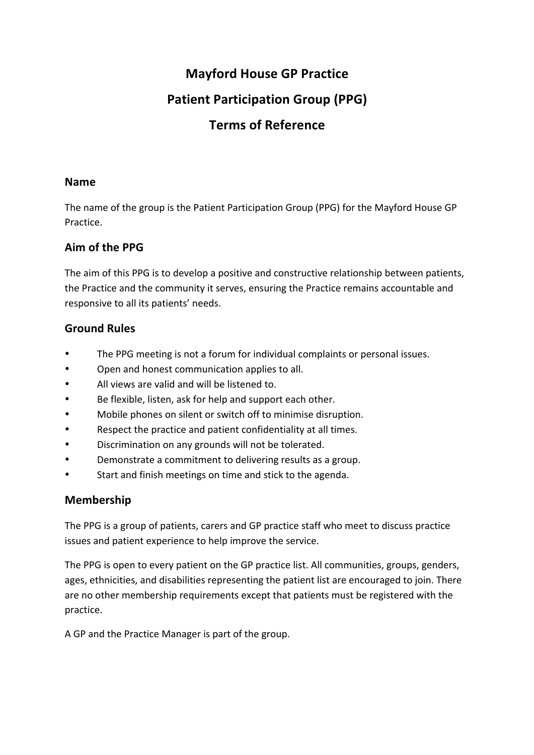# Mayford House GP Practice

# Patient Participation Group (PPG)

# Terms of Reference

## Name

The name of the group is the Patient Participation Group (PPG) for the Mayford House GP Practice.

## Aim of the PPG

The aim of this PPG is to develop a positive and constructive relationship between patients, the Practice and the community it serves, ensuring the Practice remains accountable and responsive to all its patients' needs.

## Ground Rules

- The PPG meeting is not a forum for individual complaints or personal issues.
- Open and honest communication applies to all.
- All views are valid and will be listened to.
- Be flexible, listen, ask for help and support each other.
- Mobile phones on silent or switch off to minimise disruption.
- Respect the practice and patient confidentiality at all times.
- Discrimination on any grounds will not be tolerated.
- Demonstrate a commitment to delivering results as a group.
- Start and finish meetings on time and stick to the agenda.

## Membership

The PPG is a group of patients, carers and GP practice staff who meet to discuss practice issues and patient experience to help improve the service.

The PPG is open to every patient on the GP practice list. All communities, groups, genders, ages, ethnicities, and disabilities representing the patient list are encouraged to join. There are no other membership requirements except that patients must be registered with the practice.

A GP and the Practice Manager is part of the group.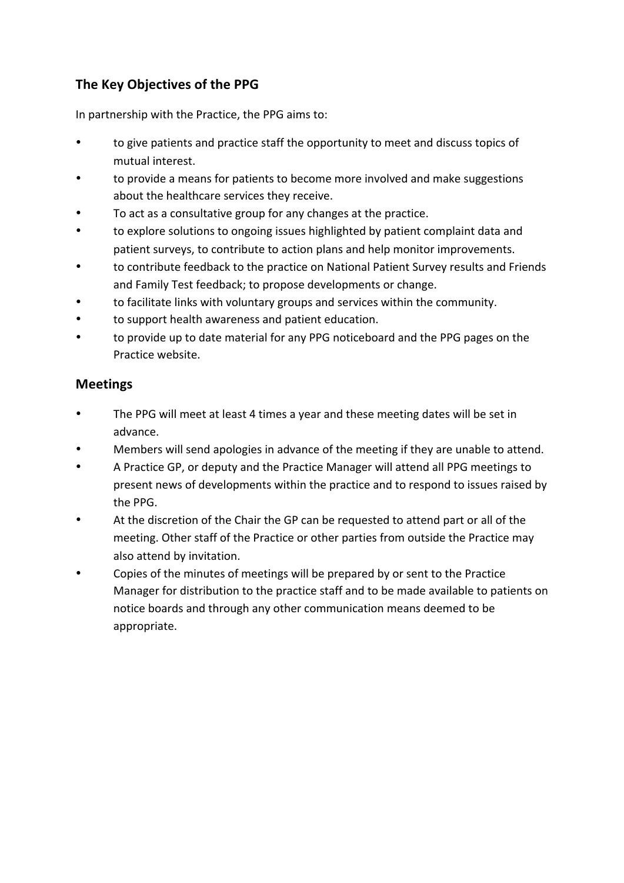## The Key Objectives of the PPG

In partnership with the Practice, the PPG aims to:

- to give patients and practice staff the opportunity to meet and discuss topics of mutual interest.
- to provide a means for patients to become more involved and make suggestions about the healthcare services they receive.
- To act as a consultative group for any changes at the practice.
- to explore solutions to ongoing issues highlighted by patient complaint data and patient surveys, to contribute to action plans and help monitor improvements.
- to contribute feedback to the practice on National Patient Survey results and Friends and Family Test feedback; to propose developments or change.
- to facilitate links with voluntary groups and services within the community.
- to support health awareness and patient education.
- to provide up to date material for any PPG noticeboard and the PPG pages on the Practice website.

## Meetings

- The PPG will meet at least 4 times a year and these meeting dates will be set in advance.
- Members will send apologies in advance of the meeting if they are unable to attend.
- A Practice GP, or deputy and the Practice Manager will attend all PPG meetings to present news of developments within the practice and to respond to issues raised by the PPG.
- At the discretion of the Chair the GP can be requested to attend part or all of the meeting. Other staff of the Practice or other parties from outside the Practice may also attend by invitation.
- Copies of the minutes of meetings will be prepared by or sent to the Practice Manager for distribution to the practice staff and to be made available to patients on notice boards and through any other communication means deemed to be appropriate.